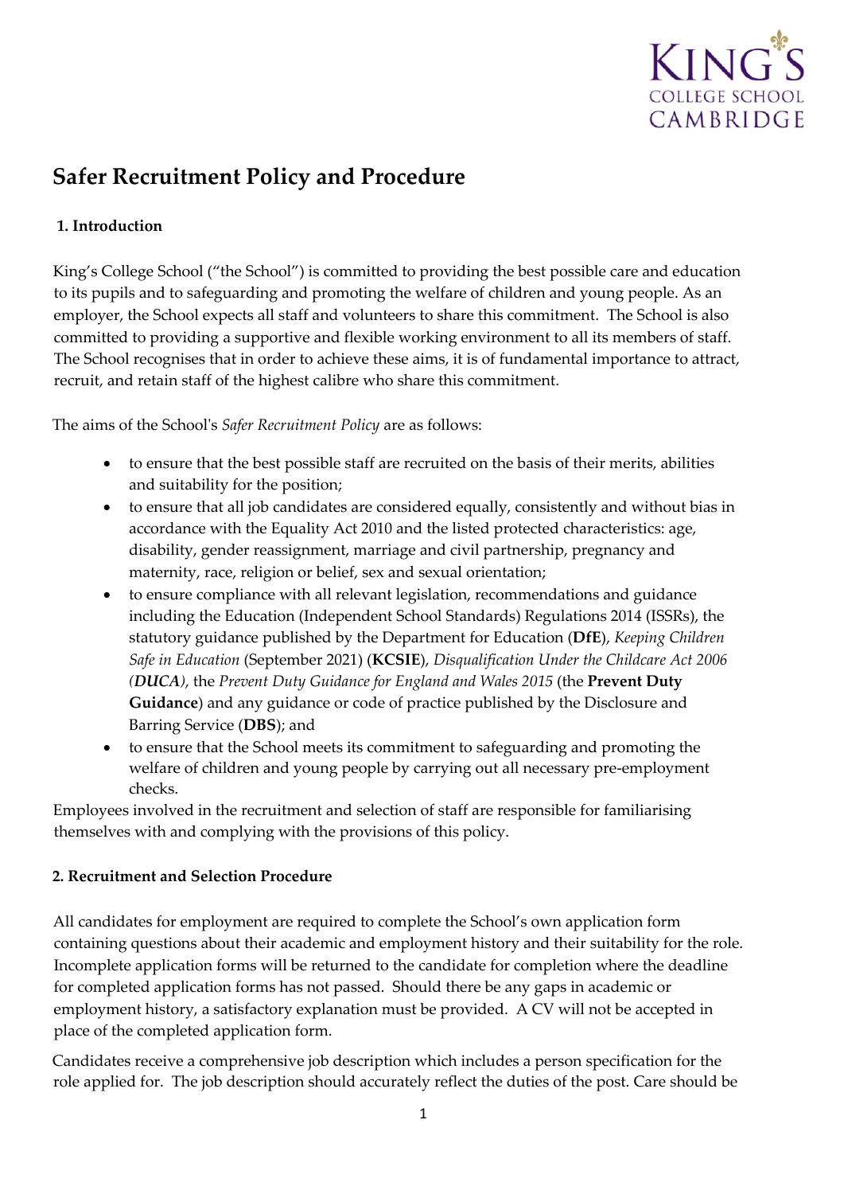# Safer Recruitment Policy and Procedure

## 1. Introduction

King's College School ("the School") is committed to providing the best possible care and education to its pupils and to safeguarding and promoting the welfare of children and young people. As an employer, the School expects all staff and volunteers to share this commitment. The School is also committed to providing a supportive and flexible working environment to all its members of staff. The School recognises that in order to achieve these aims, it is of fundamental importance to attract, recruit, and retain staff of the highest calibre who share this commitment.

The aims of the School's *Safer Recruitment Policy* are as follows:

- to ensure that the best possible staff are recruited on the basis of their merits, abilities and suitability for the position;
- to ensure that all job candidates are considered equally, consistently and without bias in accordance with the Equality Act 2010 and the listed protected characteristics: age, disability, gender reassignment, marriage and civil partnership, pregnancy and maternity, race, religion or belief, sex and sexual orientation;
- to ensure compliance with all relevant legislation, recommendations and guidance including the Education (Independent School Standards) Regulations 2014 (ISSRs), the statutory guidance published by the Department for Education (**DfE**), *Keeping Children Safe in Education* (September 2021) (**KCSIE**), *Disqualification Under the Childcare Act 2006 (**DUCA**)*, the *Prevent Duty Guidance for England and Wales 2015* (the **Prevent Duty Guidance**) and any guidance or code of practice published by the Disclosure and Barring Service (**DBS**); and
- to ensure that the School meets its commitment to safeguarding and promoting the welfare of children and young people by carrying out all necessary pre-employment checks.

Employees involved in the recruitment and selection of staff are responsible for familiarising themselves with and complying with the provisions of this policy.

## 2. Recruitment and Selection Procedure

All candidates for employment are required to complete the School's own application form containing questions about their academic and employment history and their suitability for the role. Incomplete application forms will be returned to the candidate for completion where the deadline for completed application forms has not passed. Should there be any gaps in academic or employment history, a satisfactory explanation must be provided. A CV will not be accepted in place of the completed application form.

Candidates receive a comprehensive job description which includes a person specification for the role applied for. The job description should accurately reflect the duties of the post. Care should be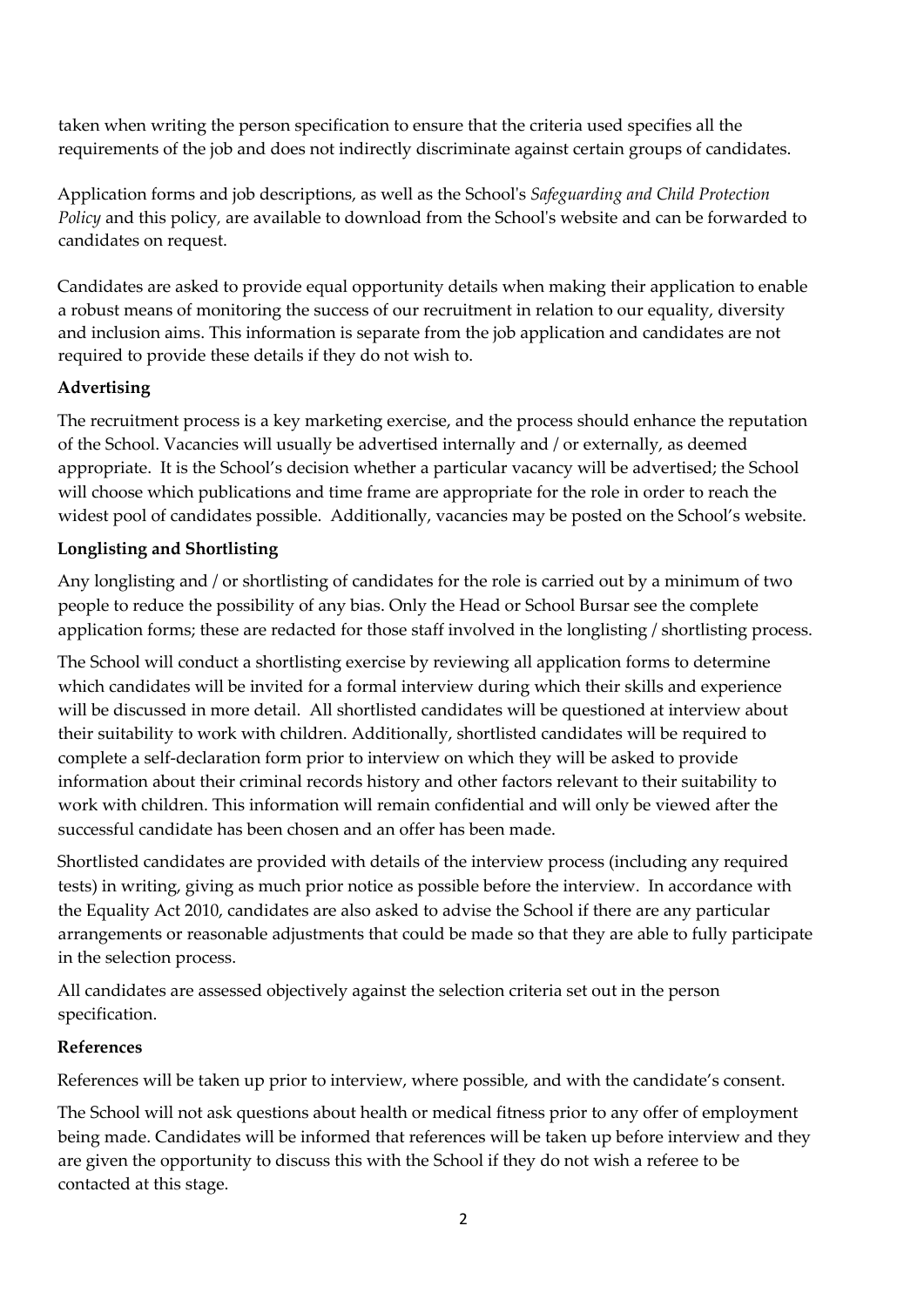taken when writing the person specification to ensure that the criteria used specifies all the requirements of the job and does not indirectly discriminate against certain groups of candidates.

Application forms and job descriptions, as well as the School's *Safeguarding and Child Protection Policy* and this policy, are available to download from the School's website and can be forwarded to candidates on request.

Candidates are asked to provide equal opportunity details when making their application to enable a robust means of monitoring the success of our recruitment in relation to our equality, diversity and inclusion aims. This information is separate from the job application and candidates are not required to provide these details if they do not wish to.

**Advertising**

The recruitment process is a key marketing exercise, and the process should enhance the reputation of the School. Vacancies will usually be advertised internally and / or externally, as deemed appropriate. It is the School's decision whether a particular vacancy will be advertised; the School will choose which publications and time frame are appropriate for the role in order to reach the widest pool of candidates possible. Additionally, vacancies may be posted on the School's website.

**Longlisting and Shortlisting**

Any longlisting and / or shortlisting of candidates for the role is carried out by a minimum of two people to reduce the possibility of any bias. Only the Head or School Bursar see the complete application forms; these are redacted for those staff involved in the longlisting / shortlisting process.

The School will conduct a shortlisting exercise by reviewing all application forms to determine which candidates will be invited for a formal interview during which their skills and experience will be discussed in more detail. All shortlisted candidates will be questioned at interview about their suitability to work with children. Additionally, shortlisted candidates will be required to complete a self-declaration form prior to interview on which they will be asked to provide information about their criminal records history and other factors relevant to their suitability to work with children. This information will remain confidential and will only be viewed after the successful candidate has been chosen and an offer has been made.

Shortlisted candidates are provided with details of the interview process (including any required tests) in writing, giving as much prior notice as possible before the interview. In accordance with the Equality Act 2010, candidates are also asked to advise the School if there are any particular arrangements or reasonable adjustments that could be made so that they are able to fully participate in the selection process.

All candidates are assessed objectively against the selection criteria set out in the person specification.

**References**

References will be taken up prior to interview, where possible, and with the candidate's consent.

The School will not ask questions about health or medical fitness prior to any offer of employment being made. Candidates will be informed that references will be taken up before interview and they are given the opportunity to discuss this with the School if they do not wish a referee to be contacted at this stage.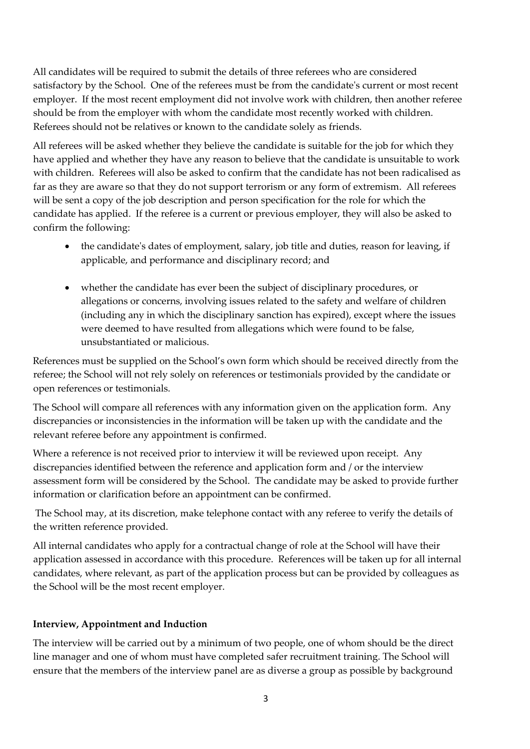All candidates will be required to submit the details of three referees who are considered satisfactory by the School. One of the referees must be from the candidate's current or most recent employer. If the most recent employment did not involve work with children, then another referee should be from the employer with whom the candidate most recently worked with children. Referees should not be relatives or known to the candidate solely as friends.

All referees will be asked whether they believe the candidate is suitable for the job for which they have applied and whether they have any reason to believe that the candidate is unsuitable to work with children. Referees will also be asked to confirm that the candidate has not been radicalised as far as they are aware so that they do not support terrorism or any form of extremism. All referees will be sent a copy of the job description and person specification for the role for which the candidate has applied. If the referee is a current or previous employer, they will also be asked to confirm the following:

- the candidate's dates of employment, salary, job title and duties, reason for leaving, if applicable, and performance and disciplinary record; and
- whether the candidate has ever been the subject of disciplinary procedures, or allegations or concerns, involving issues related to the safety and welfare of children (including any in which the disciplinary sanction has expired), except where the issues were deemed to have resulted from allegations which were found to be false, unsubstantiated or malicious.

References must be supplied on the School's own form which should be received directly from the referee; the School will not rely solely on references or testimonials provided by the candidate or open references or testimonials.

The School will compare all references with any information given on the application form. Any discrepancies or inconsistencies in the information will be taken up with the candidate and the relevant referee before any appointment is confirmed.

Where a reference is not received prior to interview it will be reviewed upon receipt. Any discrepancies identified between the reference and application form and / or the interview assessment form will be considered by the School. The candidate may be asked to provide further information or clarification before an appointment can be confirmed.

The School may, at its discretion, make telephone contact with any referee to verify the details of the written reference provided.

All internal candidates who apply for a contractual change of role at the School will have their application assessed in accordance with this procedure. References will be taken up for all internal candidates, where relevant, as part of the application process but can be provided by colleagues as the School will be the most recent employer.

**Interview, Appointment and Induction**

The interview will be carried out by a minimum of two people, one of whom should be the direct line manager and one of whom must have completed safer recruitment training. The School will ensure that the members of the interview panel are as diverse a group as possible by background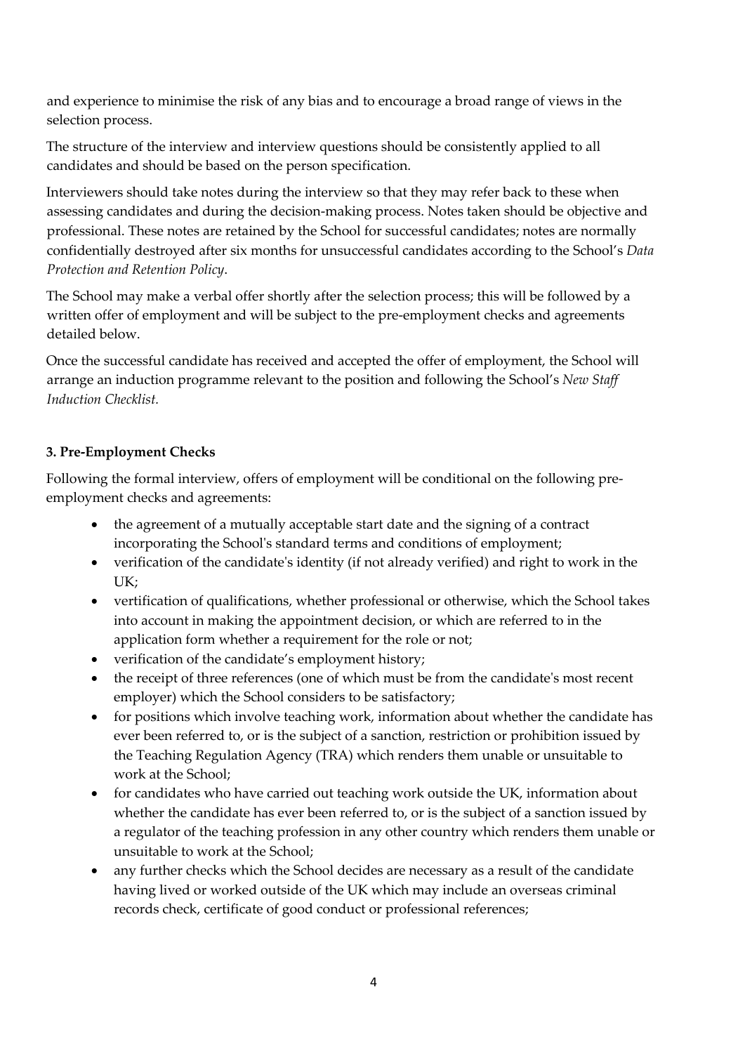and experience to minimise the risk of any bias and to encourage a broad range of views in the selection process.

The structure of the interview and interview questions should be consistently applied to all candidates and should be based on the person specification.

Interviewers should take notes during the interview so that they may refer back to these when assessing candidates and during the decision-making process. Notes taken should be objective and professional. These notes are retained by the School for successful candidates; notes are normally confidentially destroyed after six months for unsuccessful candidates according to the School's *Data Protection and Retention Policy*.

The School may make a verbal offer shortly after the selection process; this will be followed by a written offer of employment and will be subject to the pre-employment checks and agreements detailed below.

Once the successful candidate has received and accepted the offer of employment, the School will arrange an induction programme relevant to the position and following the School's *New Staff Induction Checklist.*

### 3. Pre-Employment Checks

Following the formal interview, offers of employment will be conditional on the following pre-employment checks and agreements:

- the agreement of a mutually acceptable start date and the signing of a contract incorporating the School's standard terms and conditions of employment;
- verification of the candidate's identity (if not already verified) and right to work in the UK;
- vertification of qualifications, whether professional or otherwise, which the School takes into account in making the appointment decision, or which are referred to in the application form whether a requirement for the role or not;
- verification of the candidate's employment history;
- the receipt of three references (one of which must be from the candidate's most recent employer) which the School considers to be satisfactory;
- for positions which involve teaching work, information about whether the candidate has ever been referred to, or is the subject of a sanction, restriction or prohibition issued by the Teaching Regulation Agency (TRA) which renders them unable or unsuitable to work at the School;
- for candidates who have carried out teaching work outside the UK, information about whether the candidate has ever been referred to, or is the subject of a sanction issued by a regulator of the teaching profession in any other country which renders them unable or unsuitable to work at the School;
- any further checks which the School decides are necessary as a result of the candidate having lived or worked outside of the UK which may include an overseas criminal records check, certificate of good conduct or professional references;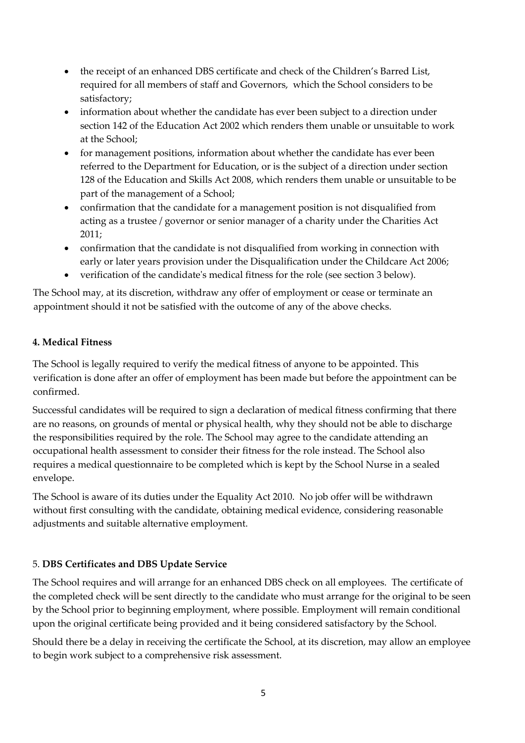- the receipt of an enhanced DBS certificate and check of the Children's Barred List, required for all members of staff and Governors, which the School considers to be satisfactory;
- information about whether the candidate has ever been subject to a direction under section 142 of the Education Act 2002 which renders them unable or unsuitable to work at the School;
- for management positions, information about whether the candidate has ever been referred to the Department for Education, or is the subject of a direction under section 128 of the Education and Skills Act 2008, which renders them unable or unsuitable to be part of the management of a School;
- confirmation that the candidate for a management position is not disqualified from acting as a trustee / governor or senior manager of a charity under the Charities Act 2011;
- confirmation that the candidate is not disqualified from working in connection with early or later years provision under the Disqualification under the Childcare Act 2006;
- verification of the candidate's medical fitness for the role (see section 3 below).

The School may, at its discretion, withdraw any offer of employment or cease or terminate an appointment should it not be satisfied with the outcome of any of the above checks.

#### 4. Medical Fitness

The School is legally required to verify the medical fitness of anyone to be appointed. This verification is done after an offer of employment has been made but before the appointment can be confirmed.

Successful candidates will be required to sign a declaration of medical fitness confirming that there are no reasons, on grounds of mental or physical health, why they should not be able to discharge the responsibilities required by the role. The School may agree to the candidate attending an occupational health assessment to consider their fitness for the role instead. The School also requires a medical questionnaire to be completed which is kept by the School Nurse in a sealed envelope.

The School is aware of its duties under the Equality Act 2010. No job offer will be withdrawn without first consulting with the candidate, obtaining medical evidence, considering reasonable adjustments and suitable alternative employment.

#### 5. DBS Certificates and DBS Update Service

The School requires and will arrange for an enhanced DBS check on all employees. The certificate of the completed check will be sent directly to the candidate who must arrange for the original to be seen by the School prior to beginning employment, where possible. Employment will remain conditional upon the original certificate being provided and it being considered satisfactory by the School.

Should there be a delay in receiving the certificate the School, at its discretion, may allow an employee to begin work subject to a comprehensive risk assessment.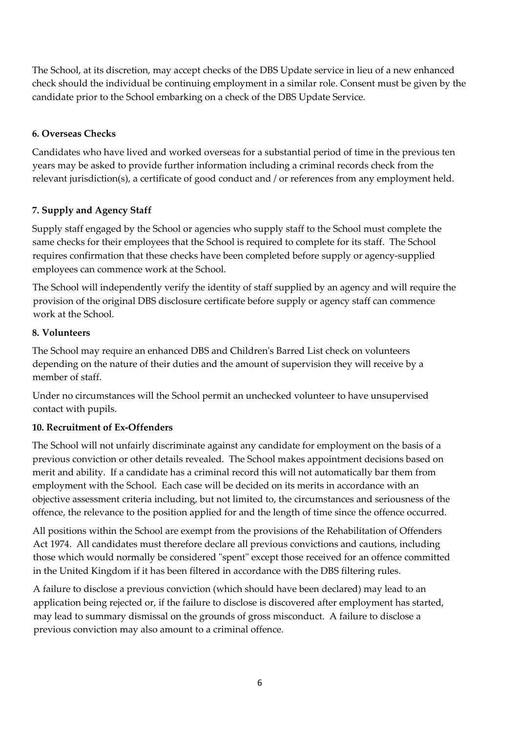The School, at its discretion, may accept checks of the DBS Update service in lieu of a new enhanced check should the individual be continuing employment in a similar role. Consent must be given by the candidate prior to the School embarking on a check of the DBS Update Service.

**6. Overseas Checks**

Candidates who have lived and worked overseas for a substantial period of time in the previous ten years may be asked to provide further information including a criminal records check from the relevant jurisdiction(s), a certificate of good conduct and / or references from any employment held.

**7. Supply and Agency Staff**

Supply staff engaged by the School or agencies who supply staff to the School must complete the same checks for their employees that the School is required to complete for its staff. The School requires confirmation that these checks have been completed before supply or agency-supplied employees can commence work at the School.

The School will independently verify the identity of staff supplied by an agency and will require the provision of the original DBS disclosure certificate before supply or agency staff can commence work at the School.

**8. Volunteers**

The School may require an enhanced DBS and Children's Barred List check on volunteers depending on the nature of their duties and the amount of supervision they will receive by a member of staff.

Under no circumstances will the School permit an unchecked volunteer to have unsupervised contact with pupils.

**10. Recruitment of Ex-Offenders**

The School will not unfairly discriminate against any candidate for employment on the basis of a previous conviction or other details revealed. The School makes appointment decisions based on merit and ability. If a candidate has a criminal record this will not automatically bar them from employment with the School. Each case will be decided on its merits in accordance with an objective assessment criteria including, but not limited to, the circumstances and seriousness of the offence, the relevance to the position applied for and the length of time since the offence occurred.

All positions within the School are exempt from the provisions of the Rehabilitation of Offenders Act 1974. All candidates must therefore declare all previous convictions and cautions, including those which would normally be considered "spent" except those received for an offence committed in the United Kingdom if it has been filtered in accordance with the DBS filtering rules.

A failure to disclose a previous conviction (which should have been declared) may lead to an application being rejected or, if the failure to disclose is discovered after employment has started, may lead to summary dismissal on the grounds of gross misconduct. A failure to disclose a previous conviction may also amount to a criminal offence.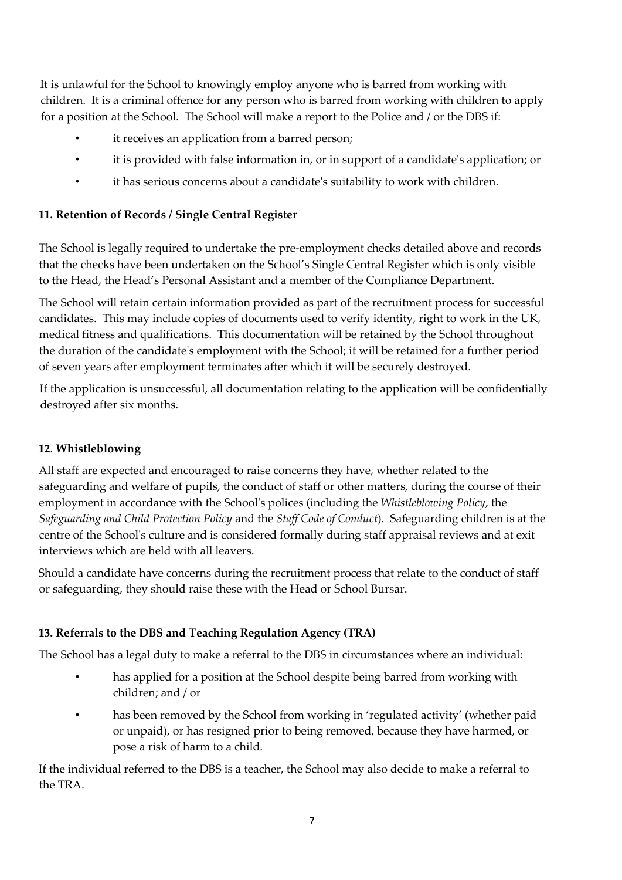It is unlawful for the School to knowingly employ anyone who is barred from working with children. It is a criminal offence for any person who is barred from working with children to apply for a position at the School. The School will make a report to the Police and / or the DBS if:

- it receives an application from a barred person;
- it is provided with false information in, or in support of a candidate's application; or
- it has serious concerns about a candidate's suitability to work with children.

**11. Retention of Records / Single Central Register**

The School is legally required to undertake the pre-employment checks detailed above and records that the checks have been undertaken on the School's Single Central Register which is only visible to the Head, the Head's Personal Assistant and a member of the Compliance Department.

The School will retain certain information provided as part of the recruitment process for successful candidates. This may include copies of documents used to verify identity, right to work in the UK, medical fitness and qualifications. This documentation will be retained by the School throughout the duration of the candidate's employment with the School; it will be retained for a further period of seven years after employment terminates after which it will be securely destroyed.

If the application is unsuccessful, all documentation relating to the application will be confidentially destroyed after six months.

**12. Whistleblowing**

All staff are expected and encouraged to raise concerns they have, whether related to the safeguarding and welfare of pupils, the conduct of staff or other matters, during the course of their employment in accordance with the School's polices (including the *Whistleblowing Policy*, the *Safeguarding and Child Protection Policy* and the *Staff Code of Conduct*). Safeguarding children is at the centre of the School's culture and is considered formally during staff appraisal reviews and at exit interviews which are held with all leavers.

Should a candidate have concerns during the recruitment process that relate to the conduct of staff or safeguarding, they should raise these with the Head or School Bursar.

**13. Referrals to the DBS and Teaching Regulation Agency (TRA)**

The School has a legal duty to make a referral to the DBS in circumstances where an individual:

- has applied for a position at the School despite being barred from working with children; and / or
- has been removed by the School from working in 'regulated activity' (whether paid or unpaid), or has resigned prior to being removed, because they have harmed, or pose a risk of harm to a child.

If the individual referred to the DBS is a teacher, the School may also decide to make a referral to the TRA.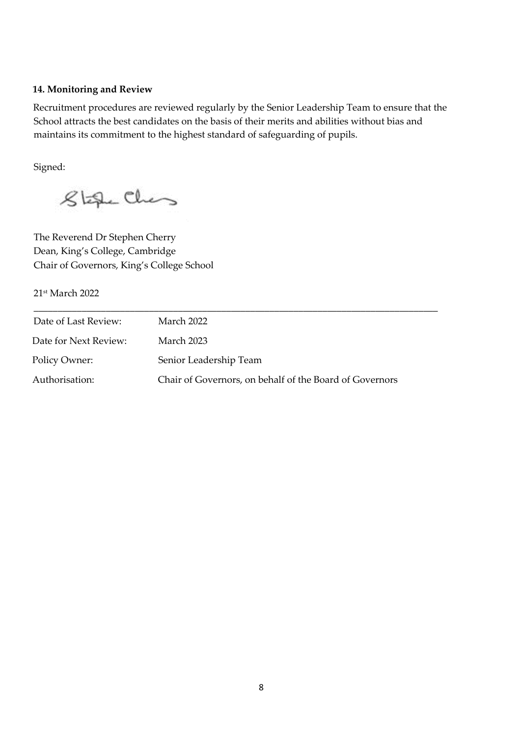**14. Monitoring and Review**

Recruitment procedures are reviewed regularly by the Senior Leadership Team to ensure that the School attracts the best candidates on the basis of their merits and abilities without bias and maintains its commitment to the highest standard of safeguarding of pupils.

Signed:

The Reverend Dr Stephen Cherry
Dean, King's College, Cambridge
Chair of Governors, King's College School

21st March 2022

---

| | |
|---|---|
| Date of Last Review: | March 2022 |
| Date for Next Review: | March 2023 |
| Policy Owner: | Senior Leadership Team |
| Authorisation: | Chair of Governors, on behalf of the Board of Governors |